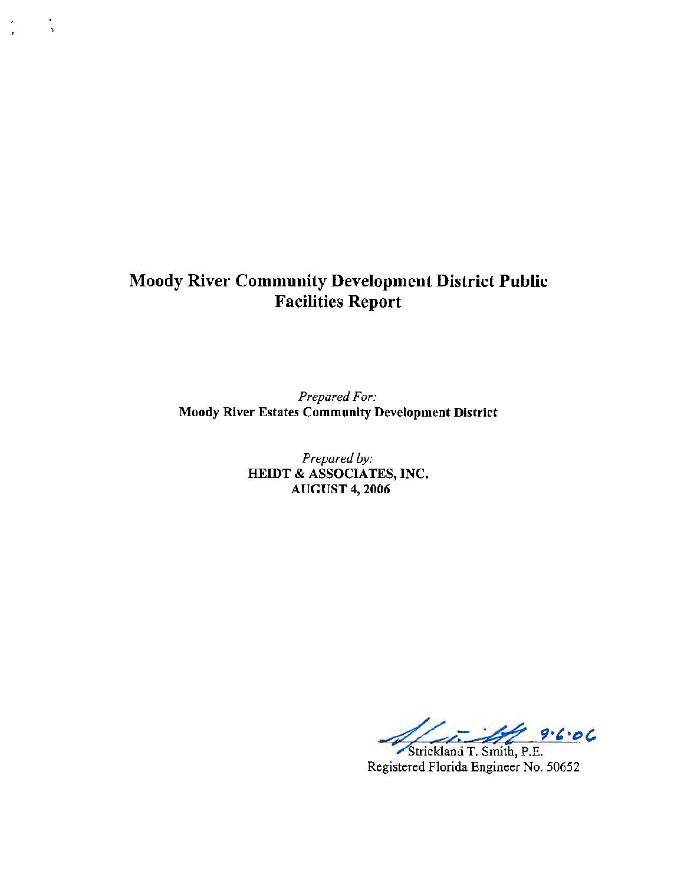# Moody River Community Development District Public Facilities Report

*Prepared For:*
**Moody River Estates Community Development District**

*Prepared by:*
**HEIDT & ASSOCIATES, INC.**
**AUGUST 4, 2006**

9·6·06

Strickland T. Smith, P.E.
Registered Florida Engineer No. 50652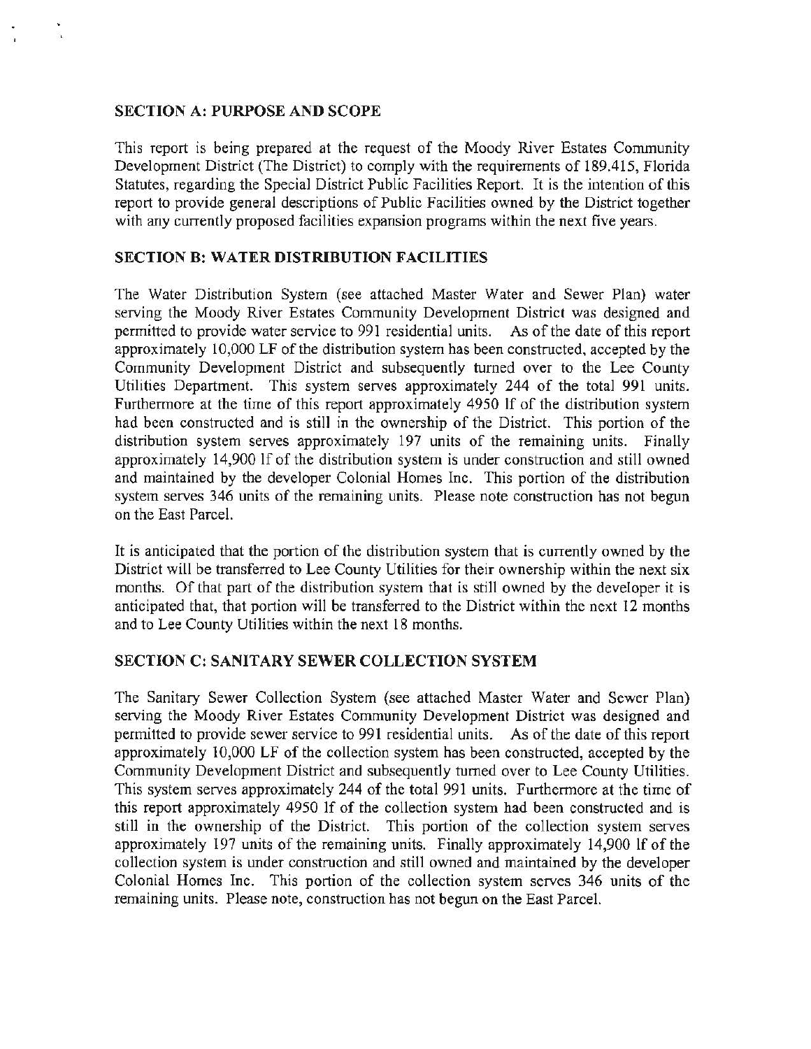## SECTION A: PURPOSE AND SCOPE

This report is being prepared at the request of the Moody River Estates Community Development District (The District) to comply with the requirements of 189.415, Florida Statutes, regarding the Special District Public Facilities Report. It is the intention of this report to provide general descriptions of Public Facilities owned by the District together with any currently proposed facilities expansion programs within the next five years.

## SECTION B: WATER DISTRIBUTION FACILITIES

The Water Distribution System (see attached Master Water and Sewer Plan) water serving the Moody River Estates Community Development District was designed and permitted to provide water service to 991 residential units. As of the date of this report approximately 10,000 LF of the distribution system has been constructed, accepted by the Community Development District and subsequently turned over to the Lee County Utilities Department. This system serves approximately 244 of the total 991 units. Furthermore at the time of this report approximately 4950 lf of the distribution system had been constructed and is still in the ownership of the District. This portion of the distribution system serves approximately 197 units of the remaining units. Finally approximately 14,900 lf of the distribution system is under construction and still owned and maintained by the developer Colonial Homes Inc. This portion of the distribution system serves 346 units of the remaining units. Please note construction has not begun on the East Parcel.

It is anticipated that the portion of the distribution system that is currently owned by the District will be transferred to Lee County Utilities for their ownership within the next six months. Of that part of the distribution system that is still owned by the developer it is anticipated that, that portion will be transferred to the District within the next 12 months and to Lee County Utilities within the next 18 months.

## SECTION C: SANITARY SEWER COLLECTION SYSTEM

The Sanitary Sewer Collection System (see attached Master Water and Sewer Plan) serving the Moody River Estates Community Development District was designed and permitted to provide sewer service to 991 residential units. As of the date of this report approximately 10,000 LF of the collection system has been constructed, accepted by the Community Development District and subsequently turned over to Lee County Utilities. This system serves approximately 244 of the total 991 units. Furthermore at the time of this report approximately 4950 lf of the collection system had been constructed and is still in the ownership of the District. This portion of the collection system serves approximately 197 units of the remaining units. Finally approximately 14,900 lf of the collection system is under construction and still owned and maintained by the developer Colonial Homes Inc. This portion of the collection system serves 346 units of the remaining units. Please note, construction has not begun on the East Parcel.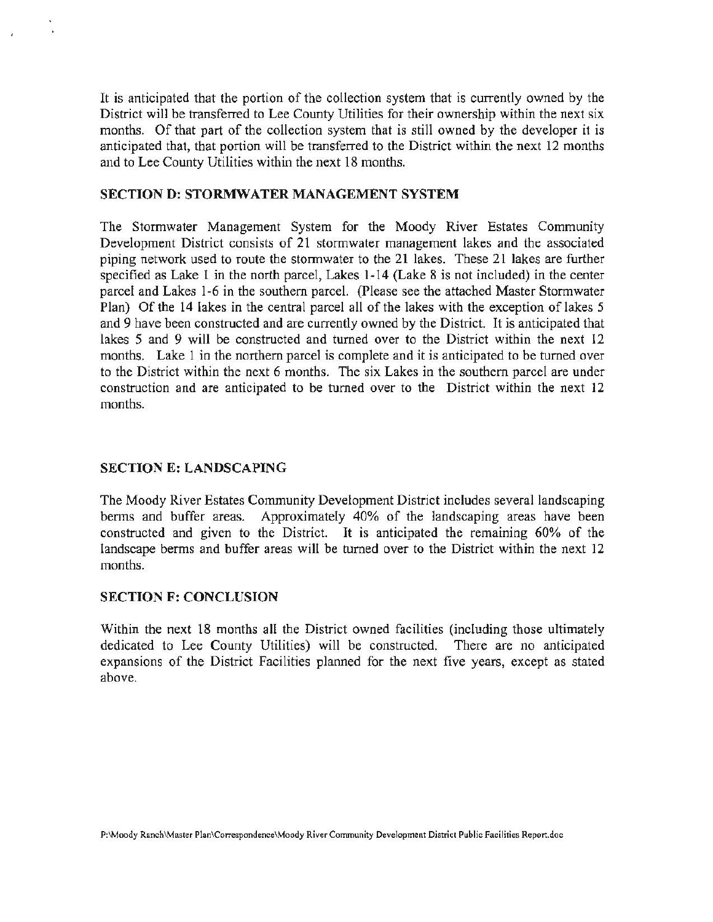It is anticipated that the portion of the collection system that is currently owned by the District will be transferred to Lee County Utilities for their ownership within the next six months. Of that part of the collection system that is still owned by the developer it is anticipated that, that portion will be transferred to the District within the next 12 months and to Lee County Utilities within the next 18 months.

**SECTION D: STORMWATER MANAGEMENT SYSTEM**

The Stormwater Management System for the Moody River Estates Community Development District consists of 21 stormwater management lakes and the associated piping network used to route the stormwater to the 21 lakes. These 21 lakes are further specified as Lake 1 in the north parcel, Lakes 1-14 (Lake 8 is not included) in the center parcel and Lakes 1-6 in the southern parcel. (Please see the attached Master Stormwater Plan) Of the 14 lakes in the central parcel all of the lakes with the exception of lakes 5 and 9 have been constructed and are currently owned by the District. It is anticipated that lakes 5 and 9 will be constructed and turned over to the District within the next 12 months. Lake 1 in the northern parcel is complete and it is anticipated to be turned over to the District within the next 6 months. The six Lakes in the southern parcel are under construction and are anticipated to be turned over to the District within the next 12 months.

**SECTION E: LANDSCAPING**

The Moody River Estates Community Development District includes several landscaping berms and buffer areas. Approximately 40% of the landscaping areas have been constructed and given to the District. It is anticipated the remaining 60% of the landscape berms and buffer areas will be turned over to the District within the next 12 months.

**SECTION F: CONCLUSION**

Within the next 18 months all the District owned facilities (including those ultimately dedicated to Lee County Utilities) will be constructed. There are no anticipated expansions of the District Facilities planned for the next five years, except as stated above.

P:\Moody Ranch\Master Plan\Correspondence\Moody River Community Development District Public Facilities Report.doc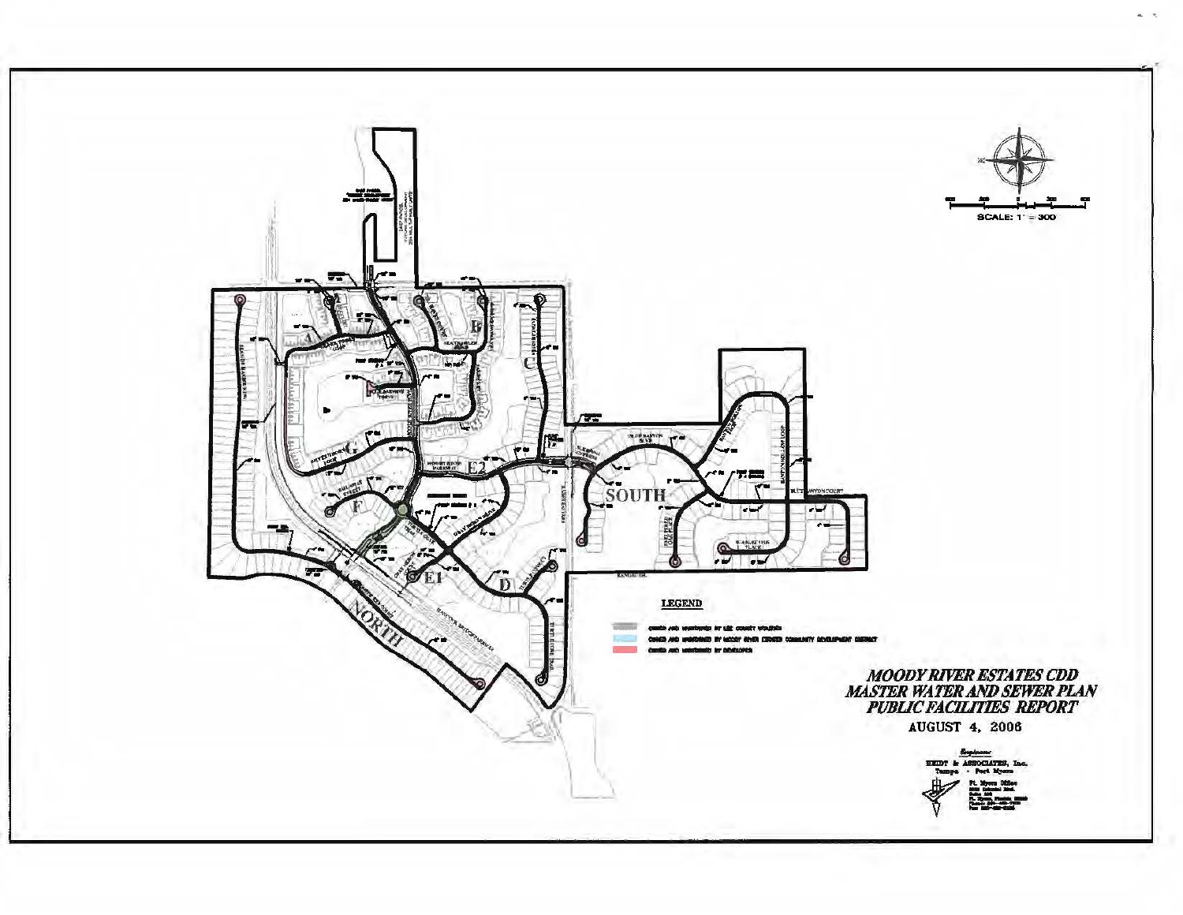# MOODY RIVER ESTATES CDD MASTER WATER AND SEWER PLAN PUBLIC FACILITIES REPORT

AUGUST 4, 2006

**LEGEND**

- OWNED AND MAINTAINED BY LEE COUNTY UTILITIES
- OWNED AND MAINTAINED BY MOODY RIVER ESTATES COMMUNITY DEVELOPMENT DISTRICT
- OWNED AND MAINTAINED BY DEVELOPER

SCALE: 1" = 300

NORTH

SOUTH

A B C D E1 E2 F G

*Engineers*

HEIDT & ASSOCIATES, Inc.

Tampa - Fort Myers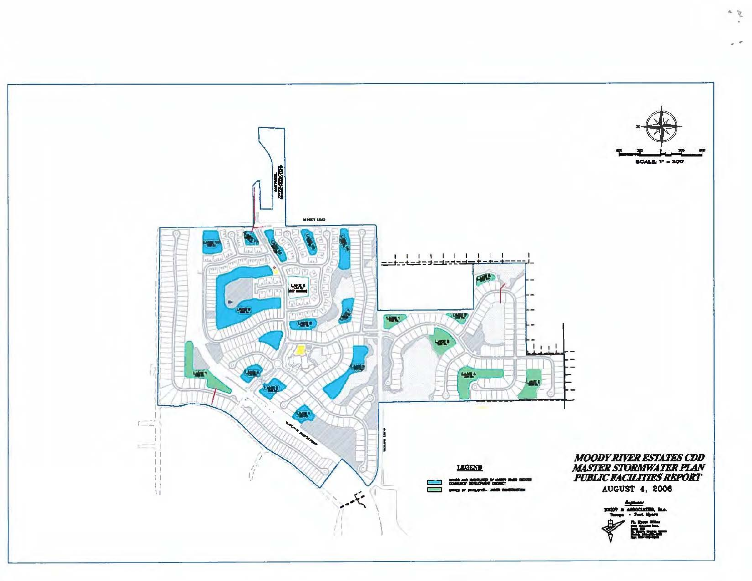SCALE: 1" = 300'

LEGEND

OWNED AND MAINTAINED BY MOODY RIVER ESTATES COMMUNITY DEVELOPMENT DISTRICT

OWNED BY DEVELOPER - UNDER CONSTRUCTION

***MOODY RIVER ESTATES CDD***
***MASTER STORMWATER PLAN***
***PUBLIC FACILITIES REPORT***

AUGUST 4, 2006